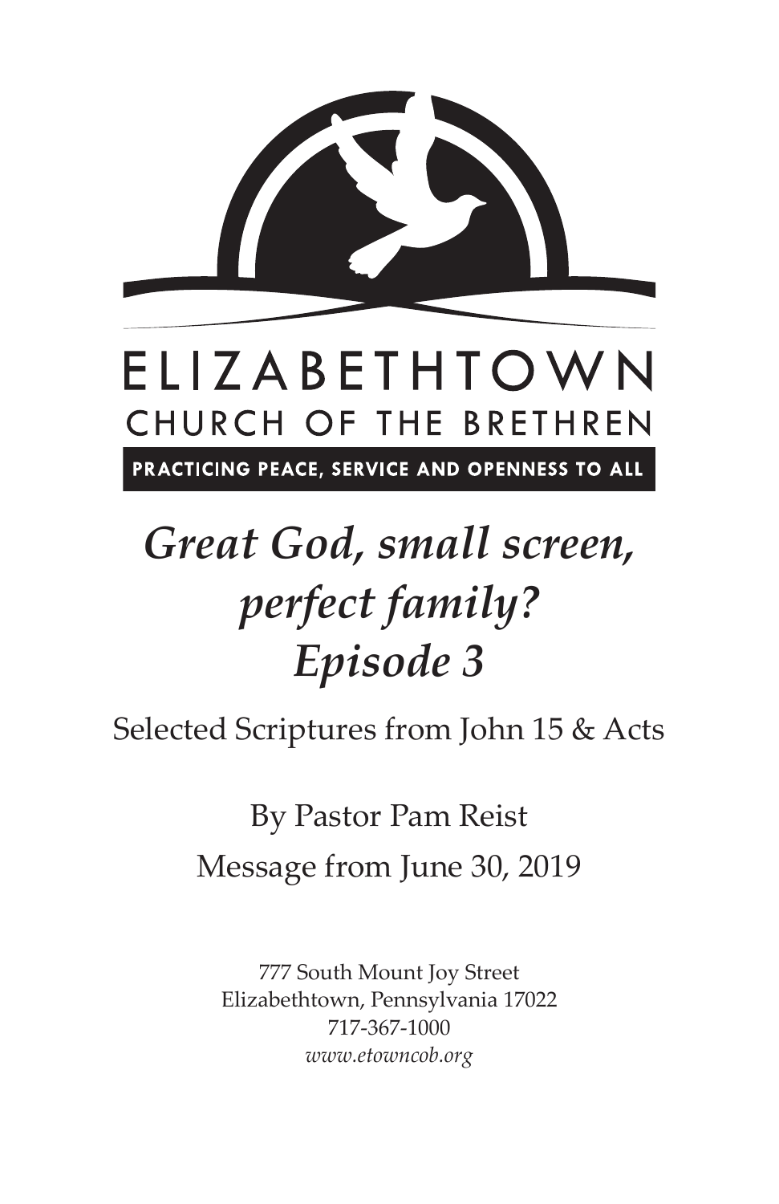ELIZABETHTOWN

CHURCH OF THE BRETHREN

PRACTICING PEACE, SERVICE AND OPENNESS TO ALL

# *Great God, small screen, perfect family? Episode 3*

Selected Scriptures from John 15 & Acts

By Pastor Pam Reist

Message from June 30, 2019

777 South Mount Joy Street
Elizabethtown, Pennsylvania 17022
717-367-1000
*www.etowncob.org*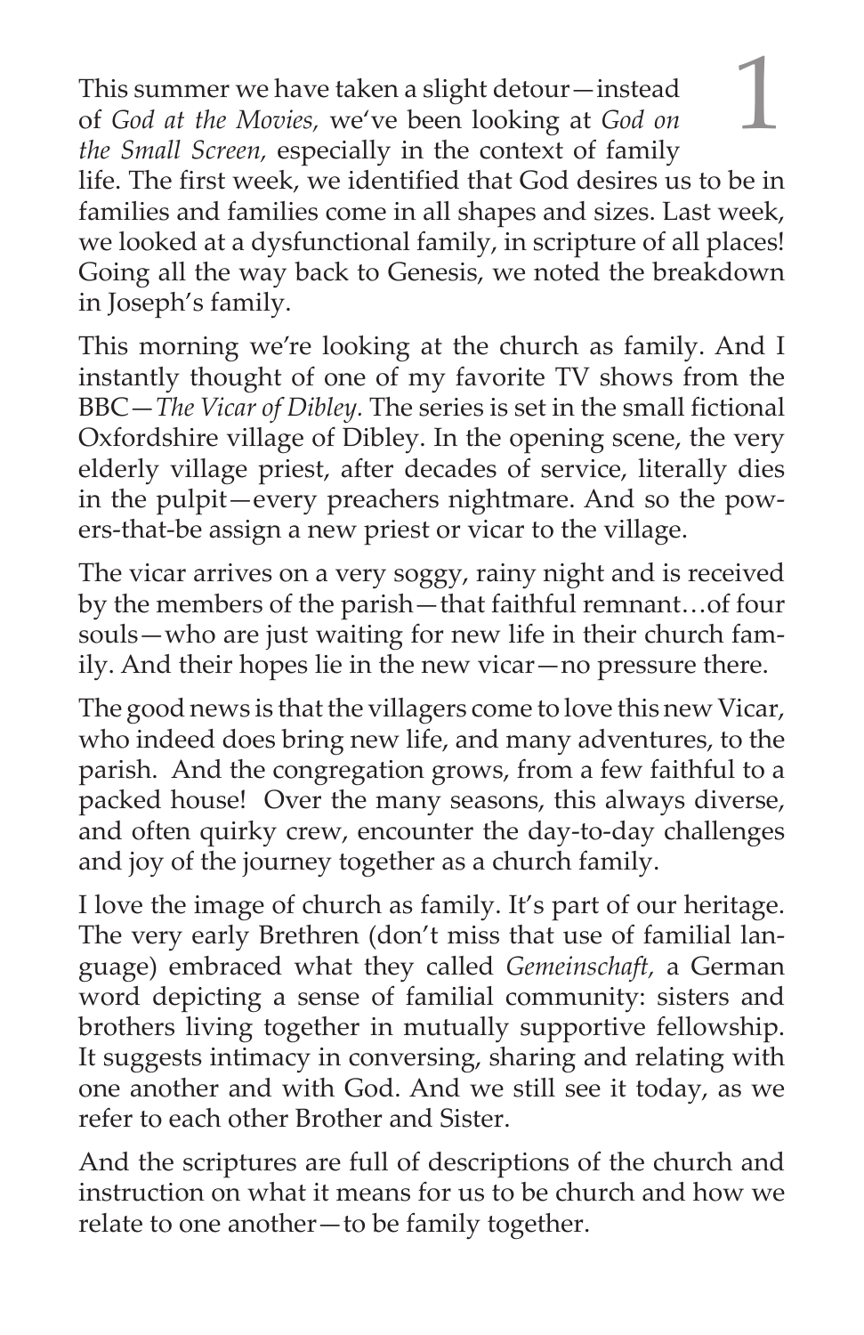This summer we have taken a slight detour—instead of *God at the Movies,* we've been looking at *God on the Small Screen,* especially in the context of family life. The first week, we identified that God desires us to be in families and families come in all shapes and sizes. Last week, we looked at a dysfunctional family, in scripture of all places! Going all the way back to Genesis, we noted the breakdown in Joseph's family.

This morning we're looking at the church as family. And I instantly thought of one of my favorite TV shows from the BBC—*The Vicar of Dibley.* The series is set in the small fictional Oxfordshire village of Dibley. In the opening scene, the very elderly village priest, after decades of service, literally dies in the pulpit—every preachers nightmare. And so the powers-that-be assign a new priest or vicar to the village.

The vicar arrives on a very soggy, rainy night and is received by the members of the parish—that faithful remnant…of four souls—who are just waiting for new life in their church family. And their hopes lie in the new vicar—no pressure there.

The good news is that the villagers come to love this new Vicar, who indeed does bring new life, and many adventures, to the parish. And the congregation grows, from a few faithful to a packed house! Over the many seasons, this always diverse, and often quirky crew, encounter the day-to-day challenges and joy of the journey together as a church family.

I love the image of church as family. It's part of our heritage. The very early Brethren (don't miss that use of familial language) embraced what they called *Gemeinschaft,* a German word depicting a sense of familial community: sisters and brothers living together in mutually supportive fellowship. It suggests intimacy in conversing, sharing and relating with one another and with God. And we still see it today, as we refer to each other Brother and Sister.

And the scriptures are full of descriptions of the church and instruction on what it means for us to be church and how we relate to one another—to be family together.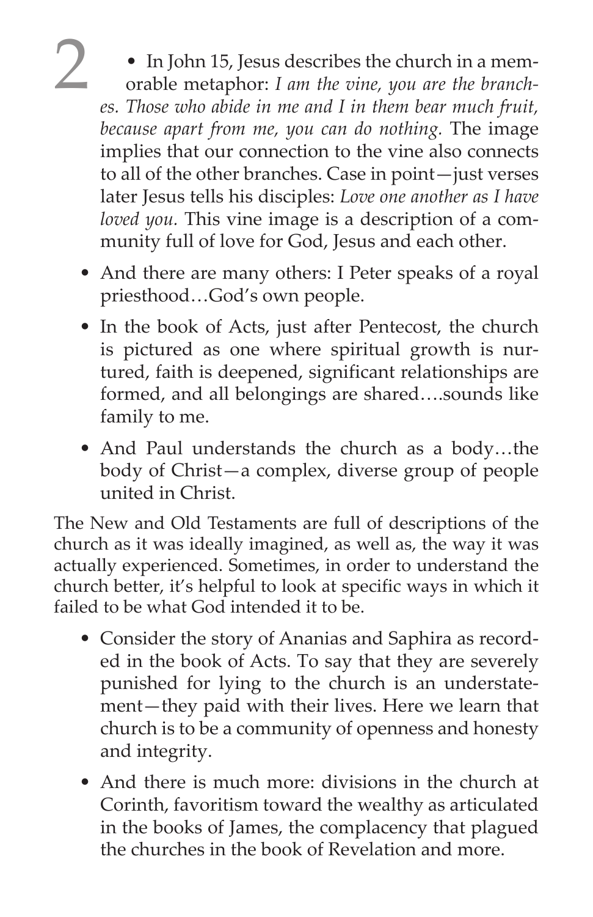- In John 15, Jesus describes the church in a memorable metaphor: *I am the vine, you are the branches. Those who abide in me and I in them bear much fruit, because apart from me, you can do nothing.* The image implies that our connection to the vine also connects to all of the other branches. Case in point—just verses later Jesus tells his disciples: *Love one another as I have loved you.* This vine image is a description of a community full of love for God, Jesus and each other.

- And there are many others: I Peter speaks of a royal priesthood…God's own people.

- In the book of Acts, just after Pentecost, the church is pictured as one where spiritual growth is nurtured, faith is deepened, significant relationships are formed, and all belongings are shared….sounds like family to me.

- And Paul understands the church as a body…the body of Christ—a complex, diverse group of people united in Christ.

The New and Old Testaments are full of descriptions of the church as it was ideally imagined, as well as, the way it was actually experienced. Sometimes, in order to understand the church better, it's helpful to look at specific ways in which it failed to be what God intended it to be.

- Consider the story of Ananias and Saphira as recorded in the book of Acts. To say that they are severely punished for lying to the church is an understatement—they paid with their lives. Here we learn that church is to be a community of openness and honesty and integrity.

- And there is much more: divisions in the church at Corinth, favoritism toward the wealthy as articulated in the books of James, the complacency that plagued the churches in the book of Revelation and more.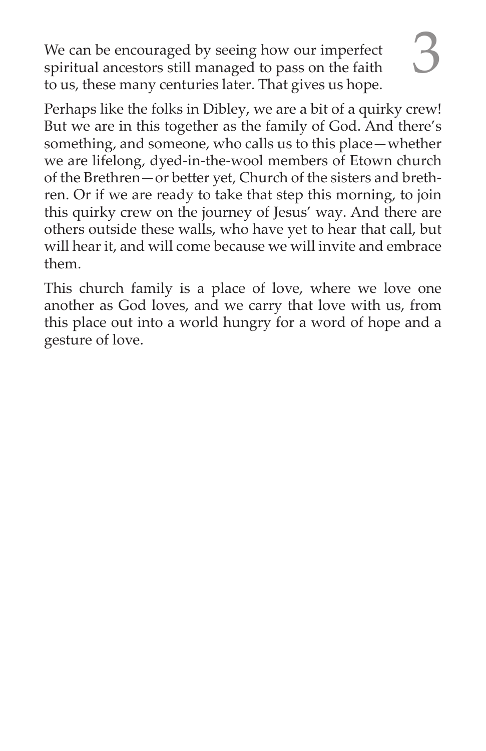We can be encouraged by seeing how our imperfect spiritual ancestors still managed to pass on the faith to us, these many centuries later. That gives us hope.

Perhaps like the folks in Dibley, we are a bit of a quirky crew! But we are in this together as the family of God. And there's something, and someone, who calls us to this place—whether we are lifelong, dyed-in-the-wool members of Etown church of the Brethren—or better yet, Church of the sisters and brethren. Or if we are ready to take that step this morning, to join this quirky crew on the journey of Jesus' way. And there are others outside these walls, who have yet to hear that call, but will hear it, and will come because we will invite and embrace them.

This church family is a place of love, where we love one another as God loves, and we carry that love with us, from this place out into a world hungry for a word of hope and a gesture of love.